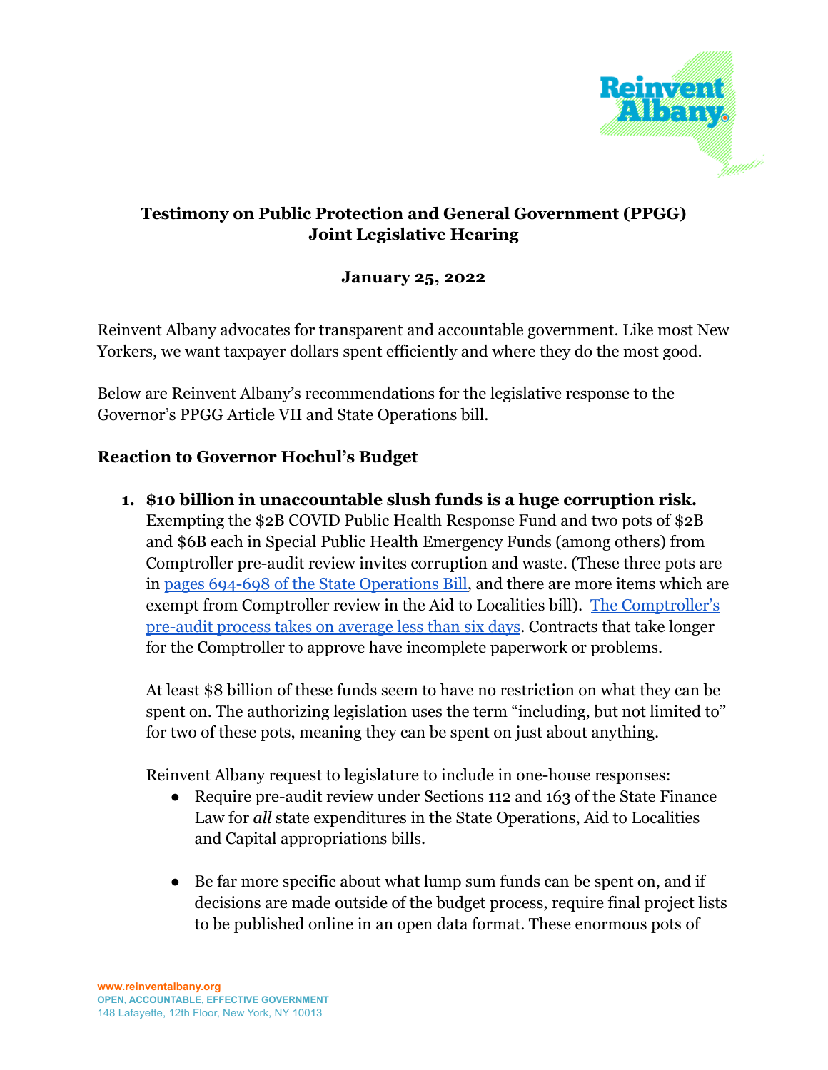**Testimony on Public Protection and General Government (PPGG) Joint Legislative Hearing**

**January 25, 2022**

Reinvent Albany advocates for transparent and accountable government. Like most New Yorkers, we want taxpayer dollars spent efficiently and where they do the most good.

Below are Reinvent Albany's recommendations for the legislative response to the Governor's PPGG Article VII and State Operations bill.

## Reaction to Governor Hochul's Budget

1. **$10 billion in unaccountable slush funds is a huge corruption risk.** Exempting the $2B COVID Public Health Response Fund and two pots of $2B and $6B each in Special Public Health Emergency Funds (among others) from Comptroller pre-audit review invites corruption and waste. (These three pots are in pages 694-698 of the State Operations Bill, and there are more items which are exempt from Comptroller review in the Aid to Localities bill). The Comptroller's pre-audit process takes on average less than six days. Contracts that take longer for the Comptroller to approve have incomplete paperwork or problems.

   At least $8 billion of these funds seem to have no restriction on what they can be spent on. The authorizing legislation uses the term "including, but not limited to" for two of these pots, meaning they can be spent on just about anything.

   Reinvent Albany request to legislature to include in one-house responses:

   - Require pre-audit review under Sections 112 and 163 of the State Finance Law for *all* state expenditures in the State Operations, Aid to Localities and Capital appropriations bills.

   - Be far more specific about what lump sum funds can be spent on, and if decisions are made outside of the budget process, require final project lists to be published online in an open data format. These enormous pots of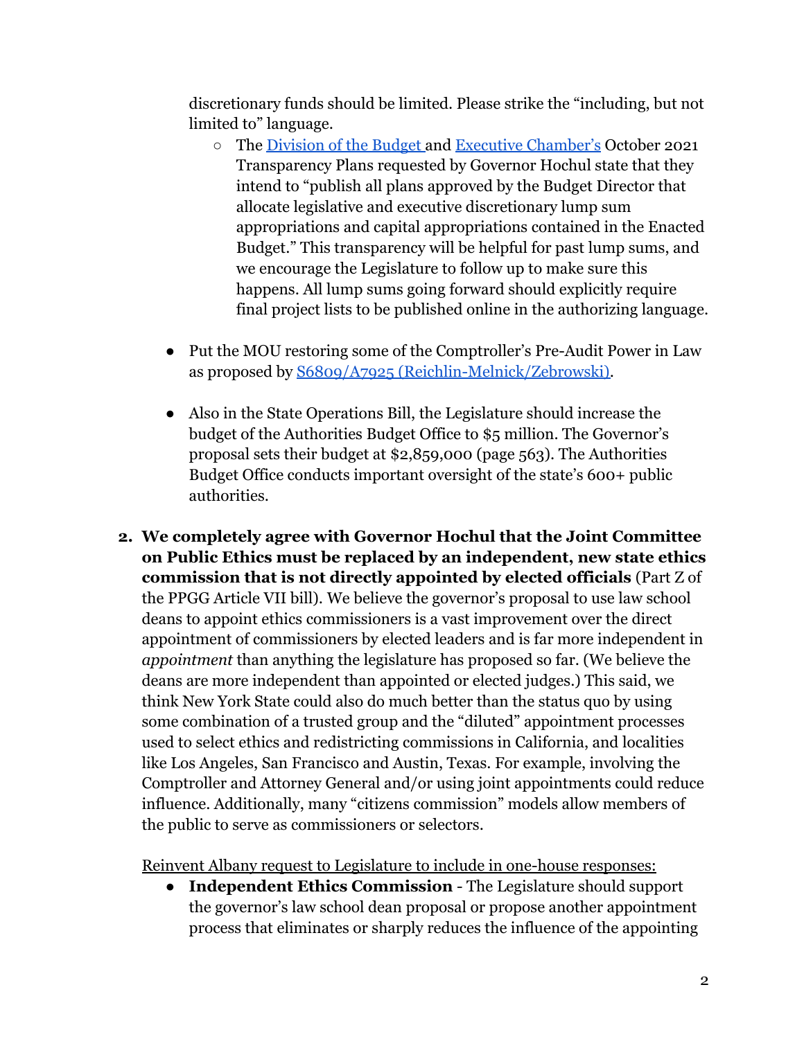discretionary funds should be limited. Please strike the "including, but not limited to" language.

    - The Division of the Budget and Executive Chamber's October 2021 Transparency Plans requested by Governor Hochul state that they intend to "publish all plans approved by the Budget Director that allocate legislative and executive discretionary lump sum appropriations and capital appropriations contained in the Enacted Budget." This transparency will be helpful for past lump sums, and we encourage the Legislature to follow up to make sure this happens. All lump sums going forward should explicitly require final project lists to be published online in the authorizing language.

- Put the MOU restoring some of the Comptroller's Pre-Audit Power in Law as proposed by S6809/A7925 (Reichlin-Melnick/Zebrowski).

- Also in the State Operations Bill, the Legislature should increase the budget of the Authorities Budget Office to $5 million. The Governor's proposal sets their budget at $2,859,000 (page 563). The Authorities Budget Office conducts important oversight of the state's 600+ public authorities.

2. **We completely agree with Governor Hochul that the Joint Committee on Public Ethics must be replaced by an independent, new state ethics commission that is not directly appointed by elected officials** (Part Z of the PPGG Article VII bill). We believe the governor's proposal to use law school deans to appoint ethics commissioners is a vast improvement over the direct appointment of commissioners by elected leaders and is far more independent in *appointment* than anything the legislature has proposed so far. (We believe the deans are more independent than appointed or elected judges.) This said, we think New York State could also do much better than the status quo by using some combination of a trusted group and the "diluted" appointment processes used to select ethics and redistricting commissions in California, and localities like Los Angeles, San Francisco and Austin, Texas. For example, involving the Comptroller and Attorney General and/or using joint appointments could reduce influence. Additionally, many "citizens commission" models allow members of the public to serve as commissioners or selectors.

   <u>Reinvent Albany request to Legislature to include in one-house responses:</u>

   - **Independent Ethics Commission** - The Legislature should support the governor's law school dean proposal or propose another appointment process that eliminates or sharply reduces the influence of the appointing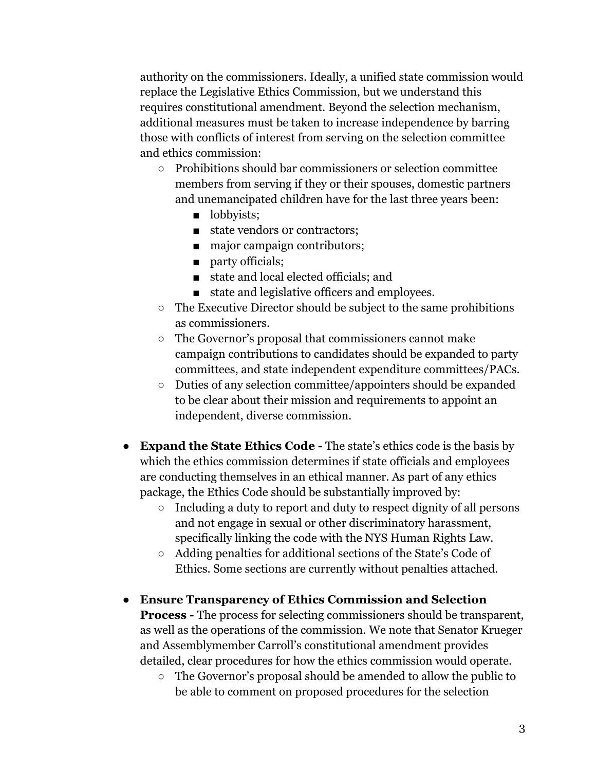authority on the commissioners. Ideally, a unified state commission would replace the Legislative Ethics Commission, but we understand this requires constitutional amendment. Beyond the selection mechanism, additional measures must be taken to increase independence by barring those with conflicts of interest from serving on the selection committee and ethics commission:

- Prohibitions should bar commissioners or selection committee members from serving if they or their spouses, domestic partners and unemancipated children have for the last three years been:
  - lobbyists;
  - state vendors or contractors;
  - major campaign contributors;
  - party officials;
  - state and local elected officials; and
  - state and legislative officers and employees.
- The Executive Director should be subject to the same prohibitions as commissioners.
- The Governor's proposal that commissioners cannot make campaign contributions to candidates should be expanded to party committees, and state independent expenditure committees/PACs.
- Duties of any selection committee/appointers should be expanded to be clear about their mission and requirements to appoint an independent, diverse commission.

- **Expand the State Ethics Code -** The state's ethics code is the basis by which the ethics commission determines if state officials and employees are conducting themselves in an ethical manner. As part of any ethics package, the Ethics Code should be substantially improved by:
  - Including a duty to report and duty to respect dignity of all persons and not engage in sexual or other discriminatory harassment, specifically linking the code with the NYS Human Rights Law.
  - Adding penalties for additional sections of the State's Code of Ethics. Some sections are currently without penalties attached.

- **Ensure Transparency of Ethics Commission and Selection Process -** The process for selecting commissioners should be transparent, as well as the operations of the commission. We note that Senator Krueger and Assemblymember Carroll's constitutional amendment provides detailed, clear procedures for how the ethics commission would operate.
  - The Governor's proposal should be amended to allow the public to be able to comment on proposed procedures for the selection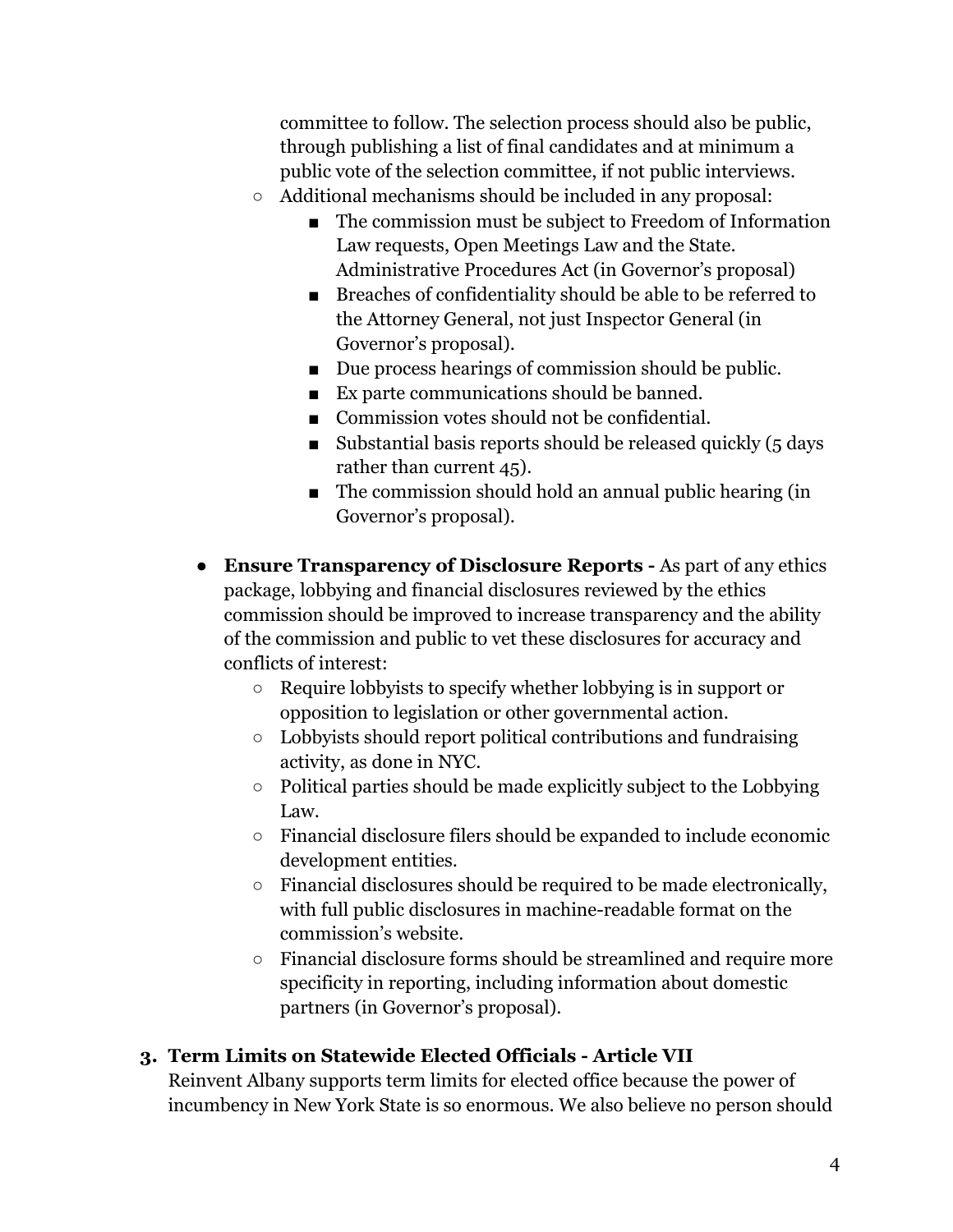committee to follow. The selection process should also be public, through publishing a list of final candidates and at minimum a public vote of the selection committee, if not public interviews.
  - Additional mechanisms should be included in any proposal:
    - The commission must be subject to Freedom of Information Law requests, Open Meetings Law and the State. Administrative Procedures Act (in Governor's proposal)
    - Breaches of confidentiality should be able to be referred to the Attorney General, not just Inspector General (in Governor's proposal).
    - Due process hearings of commission should be public.
    - Ex parte communications should be banned.
    - Commission votes should not be confidential.
    - Substantial basis reports should be released quickly (5 days rather than current 45).
    - The commission should hold an annual public hearing (in Governor's proposal).

- **Ensure Transparency of Disclosure Reports -** As part of any ethics package, lobbying and financial disclosures reviewed by the ethics commission should be improved to increase transparency and the ability of the commission and public to vet these disclosures for accuracy and conflicts of interest:
  - Require lobbyists to specify whether lobbying is in support or opposition to legislation or other governmental action.
  - Lobbyists should report political contributions and fundraising activity, as done in NYC.
  - Political parties should be made explicitly subject to the Lobbying Law.
  - Financial disclosure filers should be expanded to include economic development entities.
  - Financial disclosures should be required to be made electronically, with full public disclosures in machine-readable format on the commission's website.
  - Financial disclosure forms should be streamlined and require more specificity in reporting, including information about domestic partners (in Governor's proposal).

### 3. Term Limits on Statewide Elected Officials - Article VII

Reinvent Albany supports term limits for elected office because the power of incumbency in New York State is so enormous. We also believe no person should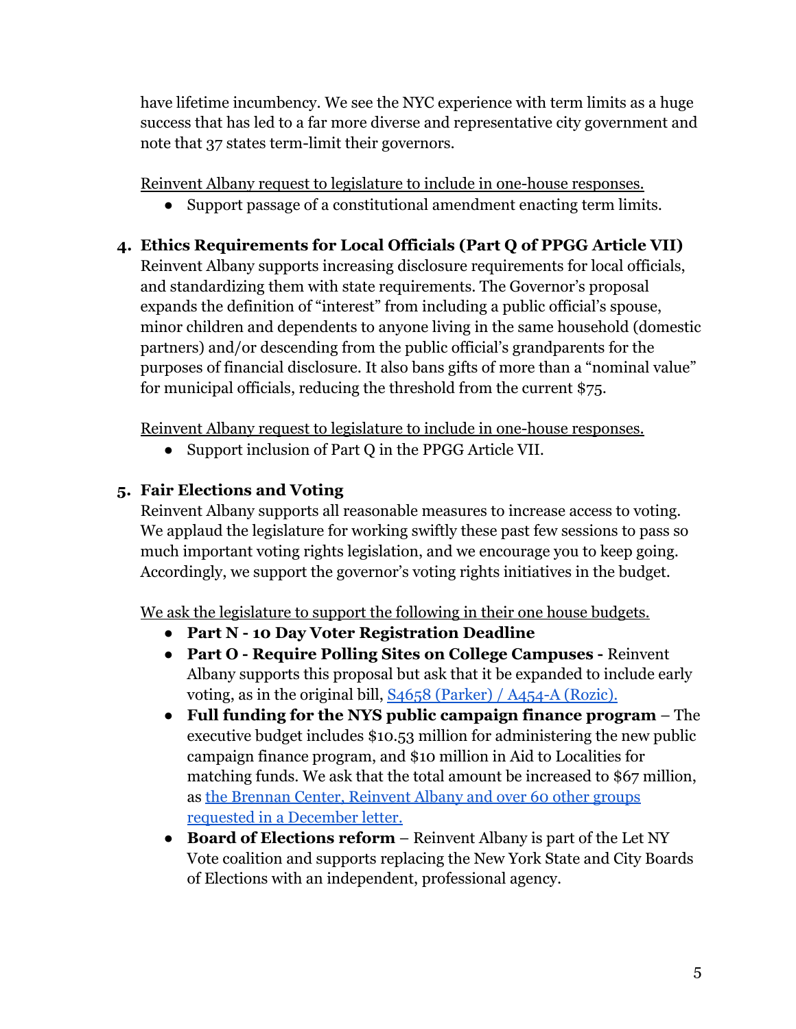have lifetime incumbency. We see the NYC experience with term limits as a huge success that has led to a far more diverse and representative city government and note that 37 states term-limit their governors.

Reinvent Albany request to legislature to include in one-house responses.

- Support passage of a constitutional amendment enacting term limits.

4. **Ethics Requirements for Local Officials (Part Q of PPGG Article VII)**
   Reinvent Albany supports increasing disclosure requirements for local officials, and standardizing them with state requirements. The Governor's proposal expands the definition of "interest" from including a public official's spouse, minor children and dependents to anyone living in the same household (domestic partners) and/or descending from the public official's grandparents for the purposes of financial disclosure. It also bans gifts of more than a "nominal value" for municipal officials, reducing the threshold from the current $75.

   Reinvent Albany request to legislature to include in one-house responses.

   - Support inclusion of Part Q in the PPGG Article VII.

5. **Fair Elections and Voting**
   Reinvent Albany supports all reasonable measures to increase access to voting. We applaud the legislature for working swiftly these past few sessions to pass so much important voting rights legislation, and we encourage you to keep going. Accordingly, we support the governor's voting rights initiatives in the budget.

   We ask the legislature to support the following in their one house budgets.

   - **Part N - 10 Day Voter Registration Deadline**
   - **Part O - Require Polling Sites on College Campuses -** Reinvent Albany supports this proposal but ask that it be expanded to include early voting, as in the original bill, S4658 (Parker) / A454-A (Rozic).
   - **Full funding for the NYS public campaign finance program** – The executive budget includes $10.53 million for administering the new public campaign finance program, and $10 million in Aid to Localities for matching funds. We ask that the total amount be increased to $67 million, as the Brennan Center, Reinvent Albany and over 60 other groups requested in a December letter.
   - **Board of Elections reform** – Reinvent Albany is part of the Let NY Vote coalition and supports replacing the New York State and City Boards of Elections with an independent, professional agency.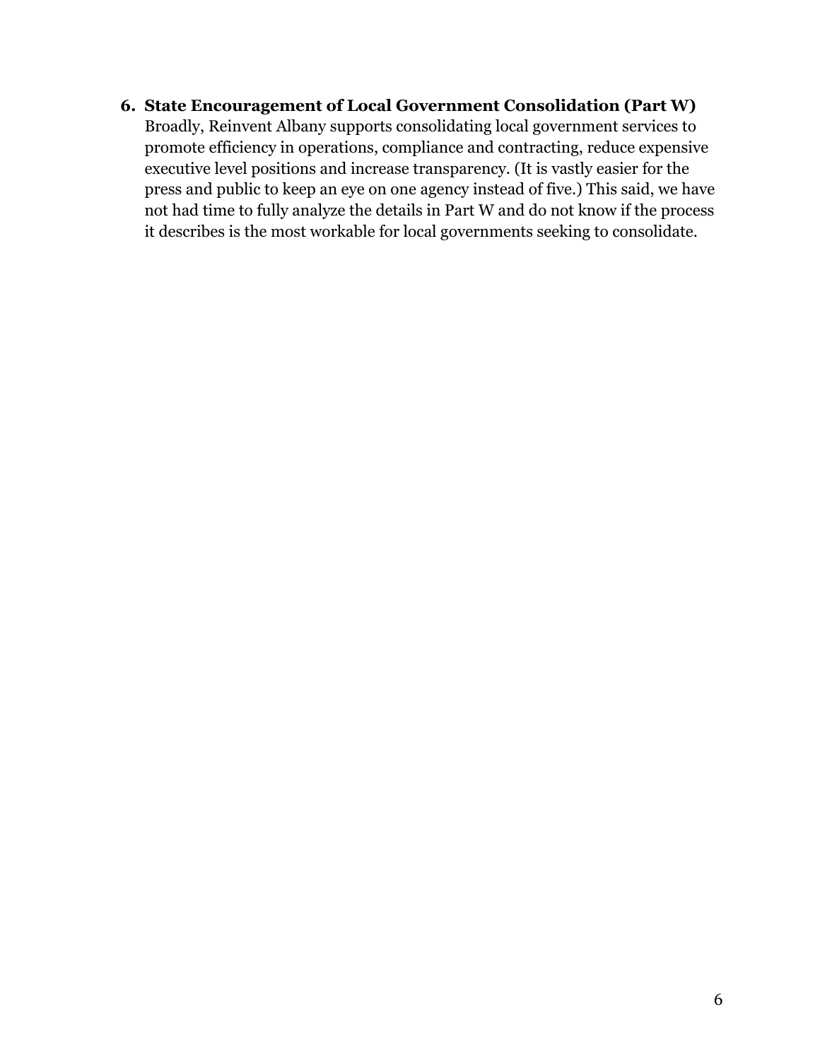6. **State Encouragement of Local Government Consolidation (Part W)**
   Broadly, Reinvent Albany supports consolidating local government services to promote efficiency in operations, compliance and contracting, reduce expensive executive level positions and increase transparency. (It is vastly easier for the press and public to keep an eye on one agency instead of five.) This said, we have not had time to fully analyze the details in Part W and do not know if the process it describes is the most workable for local governments seeking to consolidate.